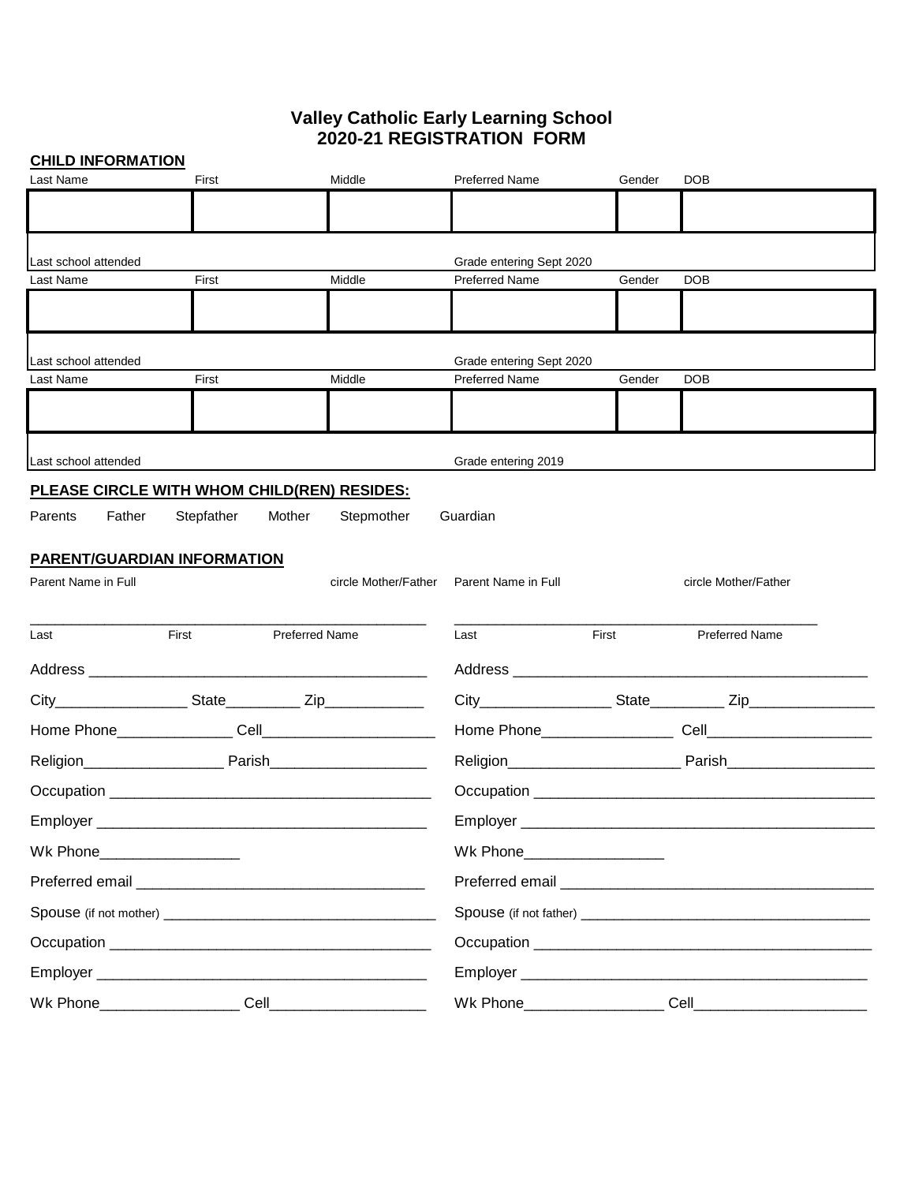# Valley Catholic Early Learning School
## 2020-21 REGISTRATION FORM

**CHILD INFORMATION**

| Last Name | First | Middle | Preferred Name | Gender | DOB |
|---|---|---|---|---|---|
| | | | | | |
| Last school attended | | | Grade entering Sept 2020 | | |

| Last Name | First | Middle | Preferred Name | Gender | DOB |
|---|---|---|---|---|---|
| | | | | | |
| Last school attended | | | Grade entering Sept 2020 | | |

| Last Name | First | Middle | Preferred Name | Gender | DOB |
|---|---|---|---|---|---|
| | | | | | |
| Last school attended | | | Grade entering 2019 | | |

**PLEASE CIRCLE WITH WHOM CHILD(REN) RESIDES:**

Parents Father Stepfather Mother Stepmother Guardian

**PARENT/GUARDIAN INFORMATION**

Parent Name in Full circle Mother/Father

_______________________________________________

Last First Preferred Name

Address ________________________________________

City________________ State_________ Zip____________

Home Phone______________ Cell_____________________

Religion_________________ Parish___________________

Occupation ______________________________________

Employer ________________________________________

Wk Phone_________________

Preferred email ___________________________________

Spouse (if not mother) ___________________________________

Occupation ______________________________________

Employer ________________________________________

Wk Phone_________________ Cell___________________

Parent Name in Full circle Mother/Father

_______________________________________________

Last First Preferred Name

Address __________________________________________

City________________ State_________ Zip_______________

Home Phone________________ Cell____________________

Religion_____________________ Parish__________________

Occupation _________________________________________

Employer ___________________________________________

Wk Phone_________________

Preferred email ______________________________________

Spouse (if not father) ____________________________________

Occupation _________________________________________

Employer ___________________________________________

Wk Phone_________________ Cell_____________________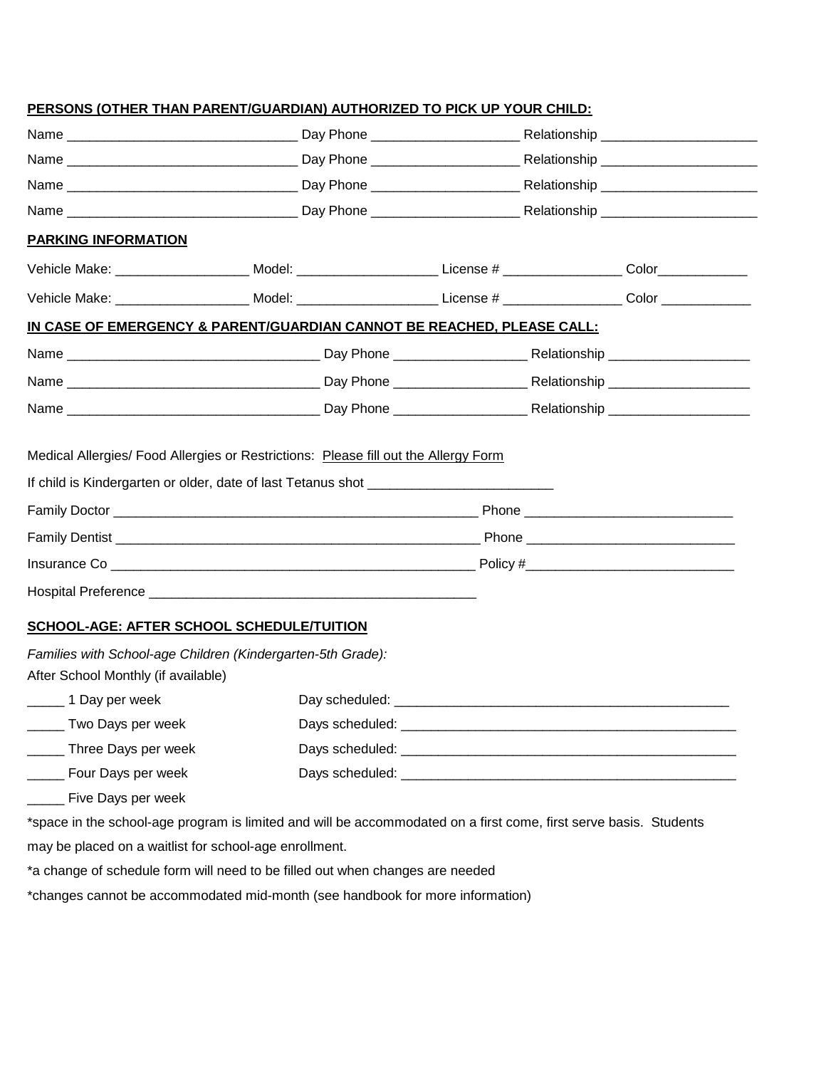**PERSONS (OTHER THAN PARENT/GUARDIAN) AUTHORIZED TO PICK UP YOUR CHILD:**

Name _______________________________ Day Phone ____________________ Relationship _____________________

Name _______________________________ Day Phone ____________________ Relationship _____________________

Name _______________________________ Day Phone ____________________ Relationship _____________________

Name _______________________________ Day Phone ____________________ Relationship _____________________

**PARKING INFORMATION**

Vehicle Make: __________________ Model: ___________________ License # ________________ Color____________

Vehicle Make: __________________ Model: ___________________ License # ________________ Color ____________

**IN CASE OF EMERGENCY & PARENT/GUARDIAN CANNOT BE REACHED, PLEASE CALL:**

Name __________________________________ Day Phone __________________ Relationship ___________________

Name __________________________________ Day Phone __________________ Relationship ___________________

Name __________________________________ Day Phone __________________ Relationship ___________________

Medical Allergies/ Food Allergies or Restrictions: Please fill out the Allergy Form

If child is Kindergarten or older, date of last Tetanus shot _________________________

Family Doctor __________________________________________________ Phone ____________________________

Family Dentist __________________________________________________ Phone ____________________________

Insurance Co __________________________________________________ Policy #____________________________

Hospital Preference ______________________________________________

**SCHOOL-AGE: AFTER SCHOOL SCHEDULE/TUITION**

*Families with School-age Children (Kindergarten-5th Grade):*

After School Monthly (if available)

_____ 1 Day per week Day scheduled: ______________________________________________

_____ Two Days per week Days scheduled: ______________________________________________

_____ Three Days per week Days scheduled: ______________________________________________

_____ Four Days per week Days scheduled: ______________________________________________

_____ Five Days per week

*space in the school-age program is limited and will be accommodated on a first come, first serve basis. Students may be placed on a waitlist for school-age enrollment.

*a change of schedule form will need to be filled out when changes are needed

*changes cannot be accommodated mid-month (see handbook for more information)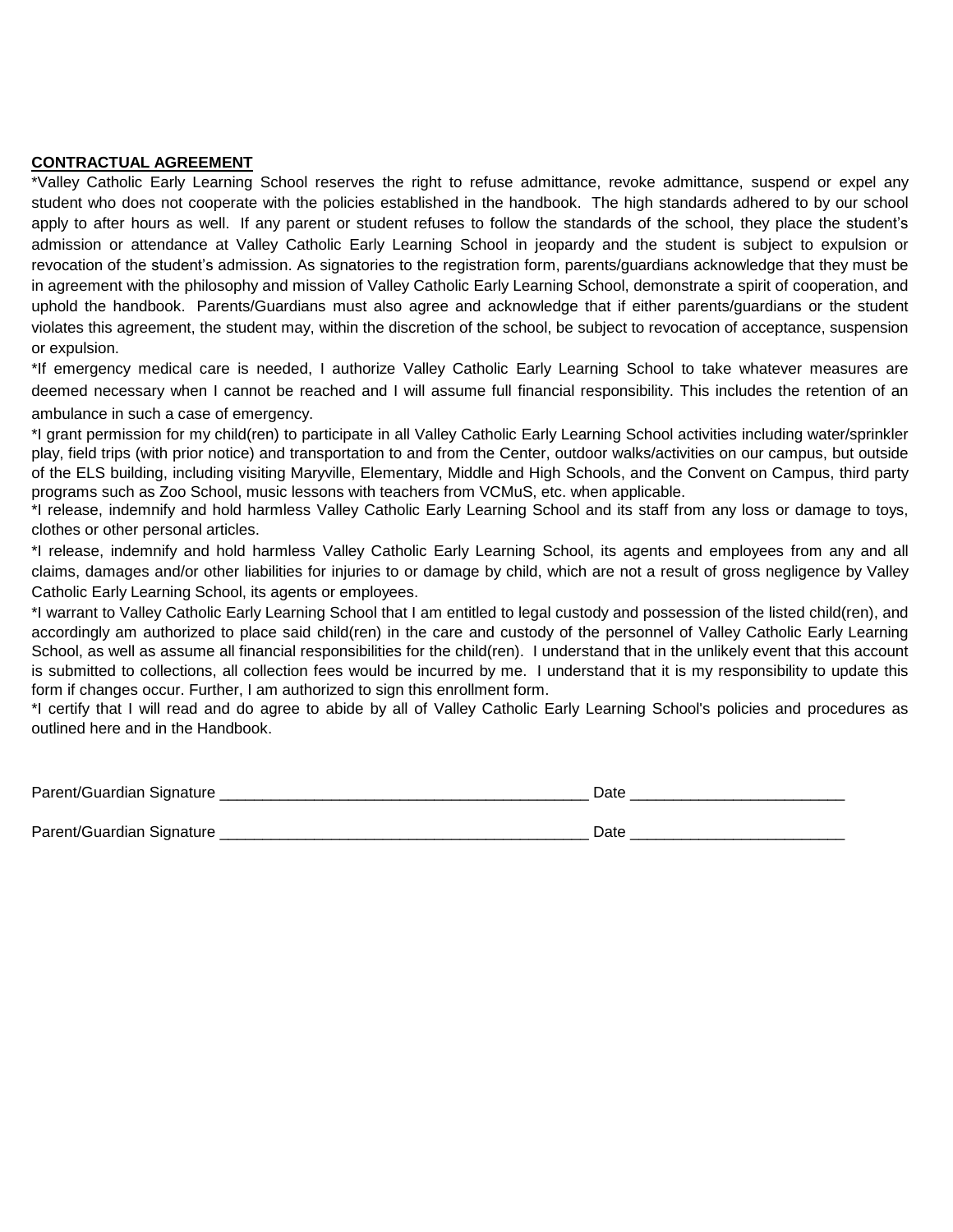**CONTRACTUAL AGREEMENT**

*Valley Catholic Early Learning School reserves the right to refuse admittance, revoke admittance, suspend or expel any student who does not cooperate with the policies established in the handbook. The high standards adhered to by our school apply to after hours as well. If any parent or student refuses to follow the standards of the school, they place the student's admission or attendance at Valley Catholic Early Learning School in jeopardy and the student is subject to expulsion or revocation of the student's admission. As signatories to the registration form, parents/guardians acknowledge that they must be in agreement with the philosophy and mission of Valley Catholic Early Learning School, demonstrate a spirit of cooperation, and uphold the handbook. Parents/Guardians must also agree and acknowledge that if either parents/guardians or the student violates this agreement, the student may, within the discretion of the school, be subject to revocation of acceptance, suspension or expulsion.

*If emergency medical care is needed, I authorize Valley Catholic Early Learning School to take whatever measures are deemed necessary when I cannot be reached and I will assume full financial responsibility. This includes the retention of an ambulance in such a case of emergency.

*I grant permission for my child(ren) to participate in all Valley Catholic Early Learning School activities including water/sprinkler play, field trips (with prior notice) and transportation to and from the Center, outdoor walks/activities on our campus, but outside of the ELS building, including visiting Maryville, Elementary, Middle and High Schools, and the Convent on Campus, third party programs such as Zoo School, music lessons with teachers from VCMuS, etc. when applicable.

*I release, indemnify and hold harmless Valley Catholic Early Learning School and its staff from any loss or damage to toys, clothes or other personal articles.

*I release, indemnify and hold harmless Valley Catholic Early Learning School, its agents and employees from any and all claims, damages and/or other liabilities for injuries to or damage by child, which are not a result of gross negligence by Valley Catholic Early Learning School, its agents or employees.

*I warrant to Valley Catholic Early Learning School that I am entitled to legal custody and possession of the listed child(ren), and accordingly am authorized to place said child(ren) in the care and custody of the personnel of Valley Catholic Early Learning School, as well as assume all financial responsibilities for the child(ren). I understand that in the unlikely event that this account is submitted to collections, all collection fees would be incurred by me. I understand that it is my responsibility to update this form if changes occur. Further, I am authorized to sign this enrollment form.

*I certify that I will read and do agree to abide by all of Valley Catholic Early Learning School's policies and procedures as outlined here and in the Handbook.

Parent/Guardian Signature ___________________________________________ Date _________________________

Parent/Guardian Signature ___________________________________________ Date _________________________